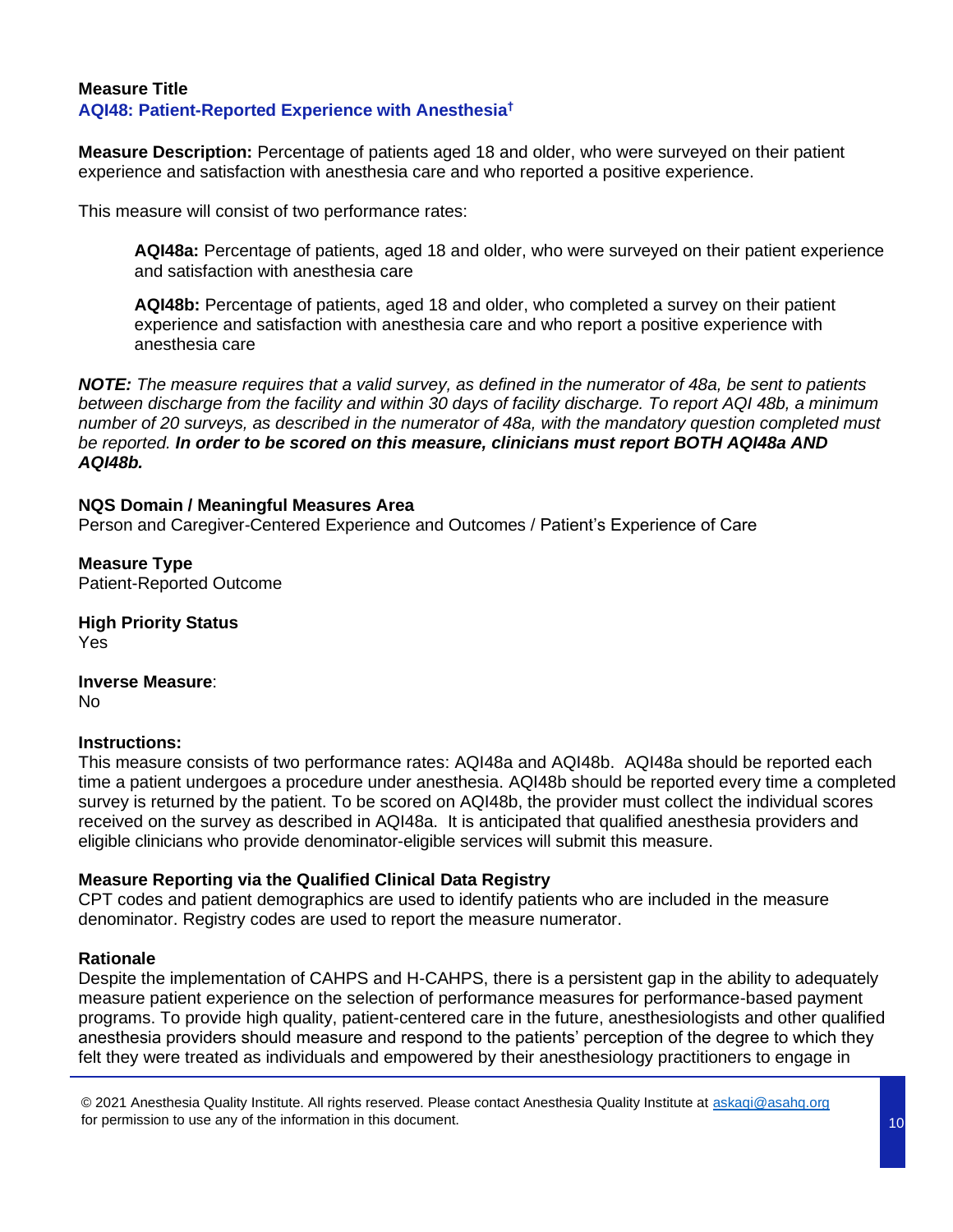**Measure Title**

## AQI48: Patient-Reported Experience with Anesthesia†

**Measure Description:** Percentage of patients aged 18 and older, who were surveyed on their patient experience and satisfaction with anesthesia care and who reported a positive experience.

This measure will consist of two performance rates:

> **AQI48a:** Percentage of patients, aged 18 and older, who were surveyed on their patient experience and satisfaction with anesthesia care
>
> **AQI48b:** Percentage of patients, aged 18 and older, who completed a survey on their patient experience and satisfaction with anesthesia care and who report a positive experience with anesthesia care

***NOTE:*** *The measure requires that a valid survey, as defined in the numerator of 48a, be sent to patients between discharge from the facility and within 30 days of facility discharge. To report AQI 48b, a minimum number of 20 surveys, as described in the numerator of 48a, with the mandatory question completed must be reported.* ***In order to be scored on this measure, clinicians must report BOTH AQI48a AND AQI48b.***

**NQS Domain / Meaningful Measures Area**

Person and Caregiver-Centered Experience and Outcomes / Patient's Experience of Care

**Measure Type**

Patient-Reported Outcome

**High Priority Status**

Yes

**Inverse Measure**:

No

**Instructions:**

This measure consists of two performance rates: AQI48a and AQI48b. AQI48a should be reported each time a patient undergoes a procedure under anesthesia. AQI48b should be reported every time a completed survey is returned by the patient. To be scored on AQI48b, the provider must collect the individual scores received on the survey as described in AQI48a. It is anticipated that qualified anesthesia providers and eligible clinicians who provide denominator-eligible services will submit this measure.

**Measure Reporting via the Qualified Clinical Data Registry**

CPT codes and patient demographics are used to identify patients who are included in the measure denominator. Registry codes are used to report the measure numerator.

**Rationale**

Despite the implementation of CAHPS and H-CAHPS, there is a persistent gap in the ability to adequately measure patient experience on the selection of performance measures for performance-based payment programs. To provide high quality, patient-centered care in the future, anesthesiologists and other qualified anesthesia providers should measure and respond to the patients' perception of the degree to which they felt they were treated as individuals and empowered by their anesthesiology practitioners to engage in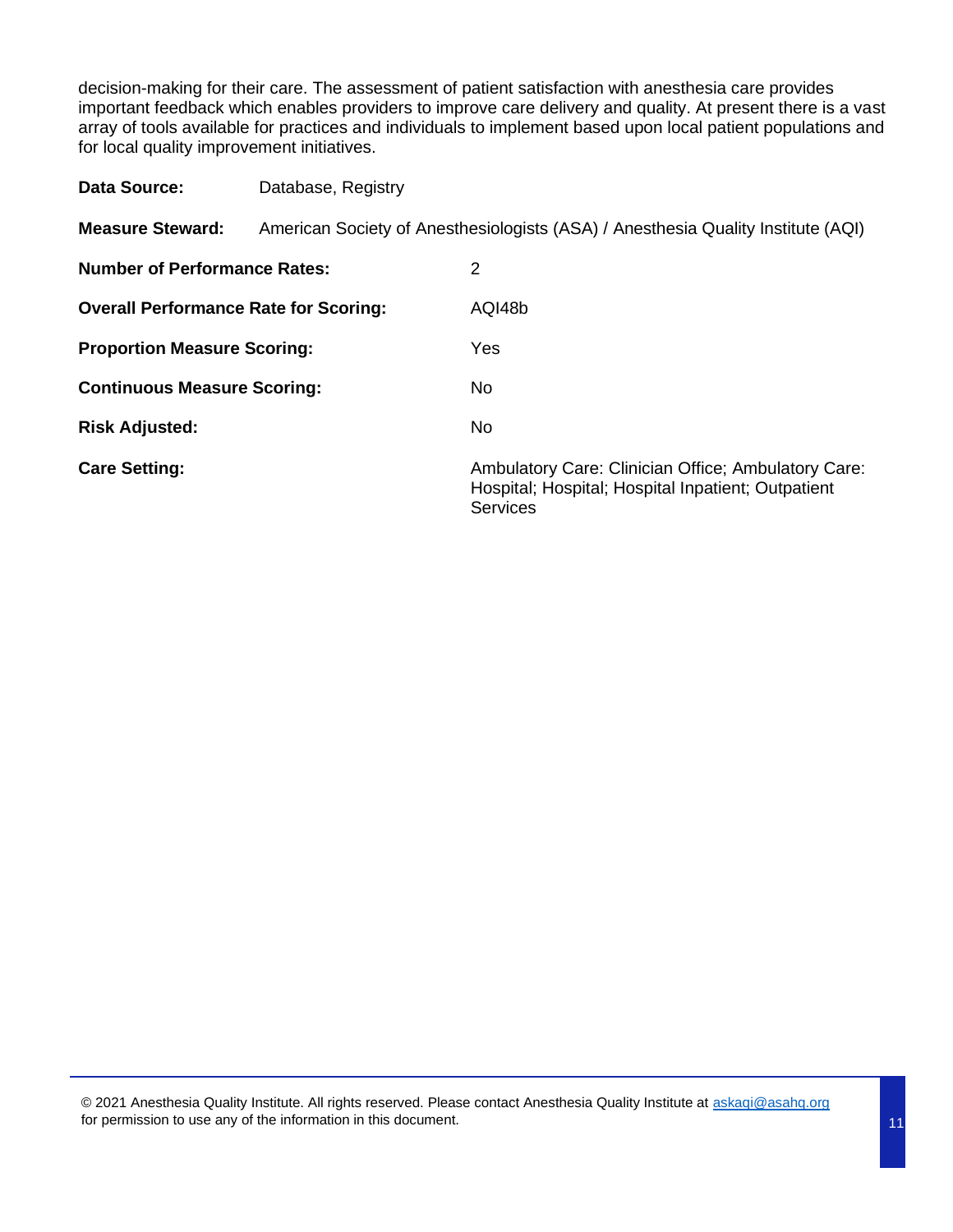decision-making for their care. The assessment of patient satisfaction with anesthesia care provides important feedback which enables providers to improve care delivery and quality. At present there is a vast array of tools available for practices and individuals to implement based upon local patient populations and for local quality improvement initiatives.

**Data Source:** Database, Registry

**Measure Steward:** American Society of Anesthesiologists (ASA) / Anesthesia Quality Institute (AQI)

**Number of Performance Rates:** 2

**Overall Performance Rate for Scoring:** AQI48b

**Proportion Measure Scoring:** Yes

**Continuous Measure Scoring:** No

**Risk Adjusted:** No

**Care Setting:** Ambulatory Care: Clinician Office; Ambulatory Care: Hospital; Hospital; Hospital Inpatient; Outpatient Services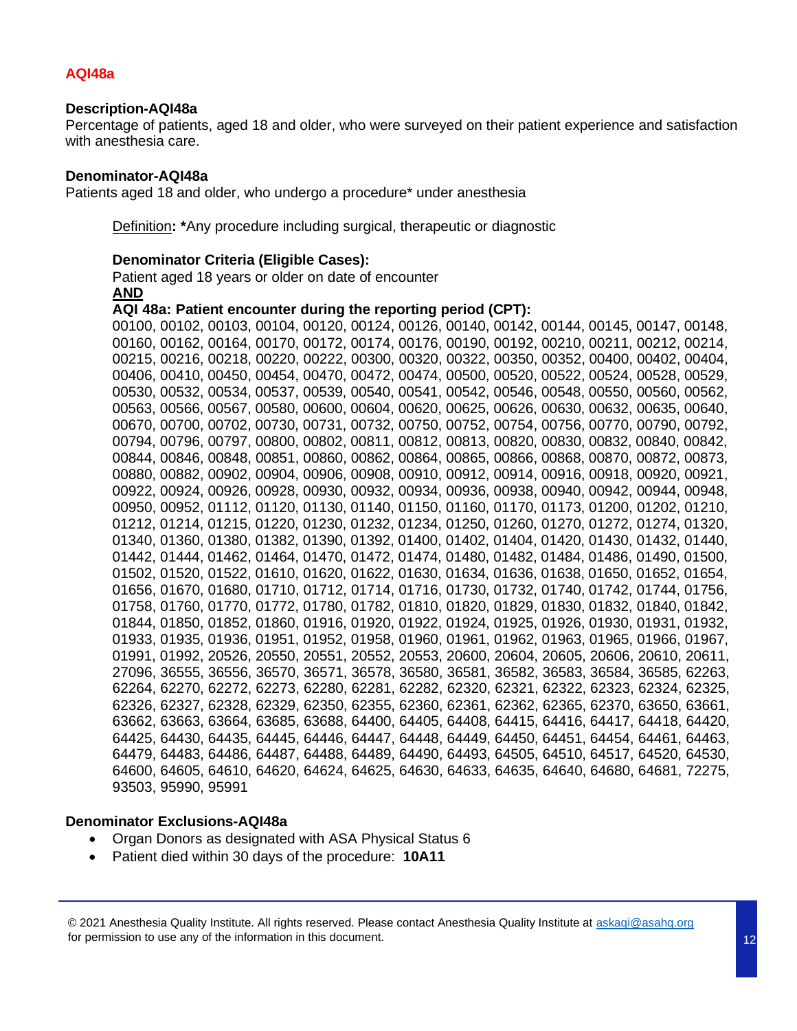## AQI48a

### Description-AQI48a

Percentage of patients, aged 18 and older, who were surveyed on their patient experience and satisfaction with anesthesia care.

### Denominator-AQI48a

Patients aged 18 and older, who undergo a procedure* under anesthesia

Definition: *Any procedure including surgical, therapeutic or diagnostic

**Denominator Criteria (Eligible Cases):**

Patient aged 18 years or older on date of encounter

**AND**

**AQI 48a: Patient encounter during the reporting period (CPT):**

00100, 00102, 00103, 00104, 00120, 00124, 00126, 00140, 00142, 00144, 00145, 00147, 00148, 00160, 00162, 00164, 00170, 00172, 00174, 00176, 00190, 00192, 00210, 00211, 00212, 00214, 00215, 00216, 00218, 00220, 00222, 00300, 00320, 00322, 00350, 00352, 00400, 00402, 00404, 00406, 00410, 00450, 00454, 00470, 00472, 00474, 00500, 00520, 00522, 00524, 00528, 00529, 00530, 00532, 00534, 00537, 00539, 00540, 00541, 00542, 00546, 00548, 00550, 00560, 00562, 00563, 00566, 00567, 00580, 00600, 00604, 00620, 00625, 00626, 00630, 00632, 00635, 00640, 00670, 00700, 00702, 00730, 00731, 00732, 00750, 00752, 00754, 00756, 00770, 00790, 00792, 00794, 00796, 00797, 00800, 00802, 00811, 00812, 00813, 00820, 00830, 00832, 00840, 00842, 00844, 00846, 00848, 00851, 00860, 00862, 00864, 00865, 00866, 00868, 00870, 00872, 00873, 00880, 00882, 00902, 00904, 00906, 00908, 00910, 00912, 00914, 00916, 00918, 00920, 00921, 00922, 00924, 00926, 00928, 00930, 00932, 00934, 00936, 00938, 00940, 00942, 00944, 00948, 00950, 00952, 01112, 01120, 01130, 01140, 01150, 01160, 01170, 01173, 01200, 01202, 01210, 01212, 01214, 01215, 01220, 01230, 01232, 01234, 01250, 01260, 01270, 01272, 01274, 01320, 01340, 01360, 01380, 01382, 01390, 01392, 01400, 01402, 01404, 01420, 01430, 01432, 01440, 01442, 01444, 01462, 01464, 01470, 01472, 01474, 01480, 01482, 01484, 01486, 01490, 01500, 01502, 01520, 01522, 01610, 01620, 01622, 01630, 01634, 01636, 01638, 01650, 01652, 01654, 01656, 01670, 01680, 01710, 01712, 01714, 01716, 01730, 01732, 01740, 01742, 01744, 01756, 01758, 01760, 01770, 01772, 01780, 01782, 01810, 01820, 01829, 01830, 01832, 01840, 01842, 01844, 01850, 01852, 01860, 01916, 01920, 01922, 01924, 01925, 01926, 01930, 01931, 01932, 01933, 01935, 01936, 01951, 01952, 01958, 01960, 01961, 01962, 01963, 01965, 01966, 01967, 01991, 01992, 20526, 20550, 20551, 20552, 20553, 20600, 20604, 20605, 20606, 20610, 20611, 27096, 36555, 36556, 36570, 36571, 36578, 36580, 36581, 36582, 36583, 36584, 36585, 62263, 62264, 62270, 62272, 62273, 62280, 62281, 62282, 62320, 62321, 62322, 62323, 62324, 62325, 62326, 62327, 62328, 62329, 62350, 62355, 62360, 62361, 62362, 62365, 62370, 63650, 63661, 63662, 63663, 63664, 63685, 63688, 64400, 64405, 64408, 64415, 64416, 64417, 64418, 64420, 64425, 64430, 64435, 64445, 64446, 64447, 64448, 64449, 64450, 64451, 64454, 64461, 64463, 64479, 64483, 64486, 64487, 64488, 64489, 64490, 64493, 64505, 64510, 64517, 64520, 64530, 64600, 64605, 64610, 64620, 64624, 64625, 64630, 64633, 64635, 64640, 64680, 64681, 72275, 93503, 95990, 95991

### Denominator Exclusions-AQI48a

- Organ Donors as designated with ASA Physical Status 6
- Patient died within 30 days of the procedure: **10A11**

© 2021 Anesthesia Quality Institute. All rights reserved. Please contact Anesthesia Quality Institute at askaqi@asahq.org for permission to use any of the information in this document.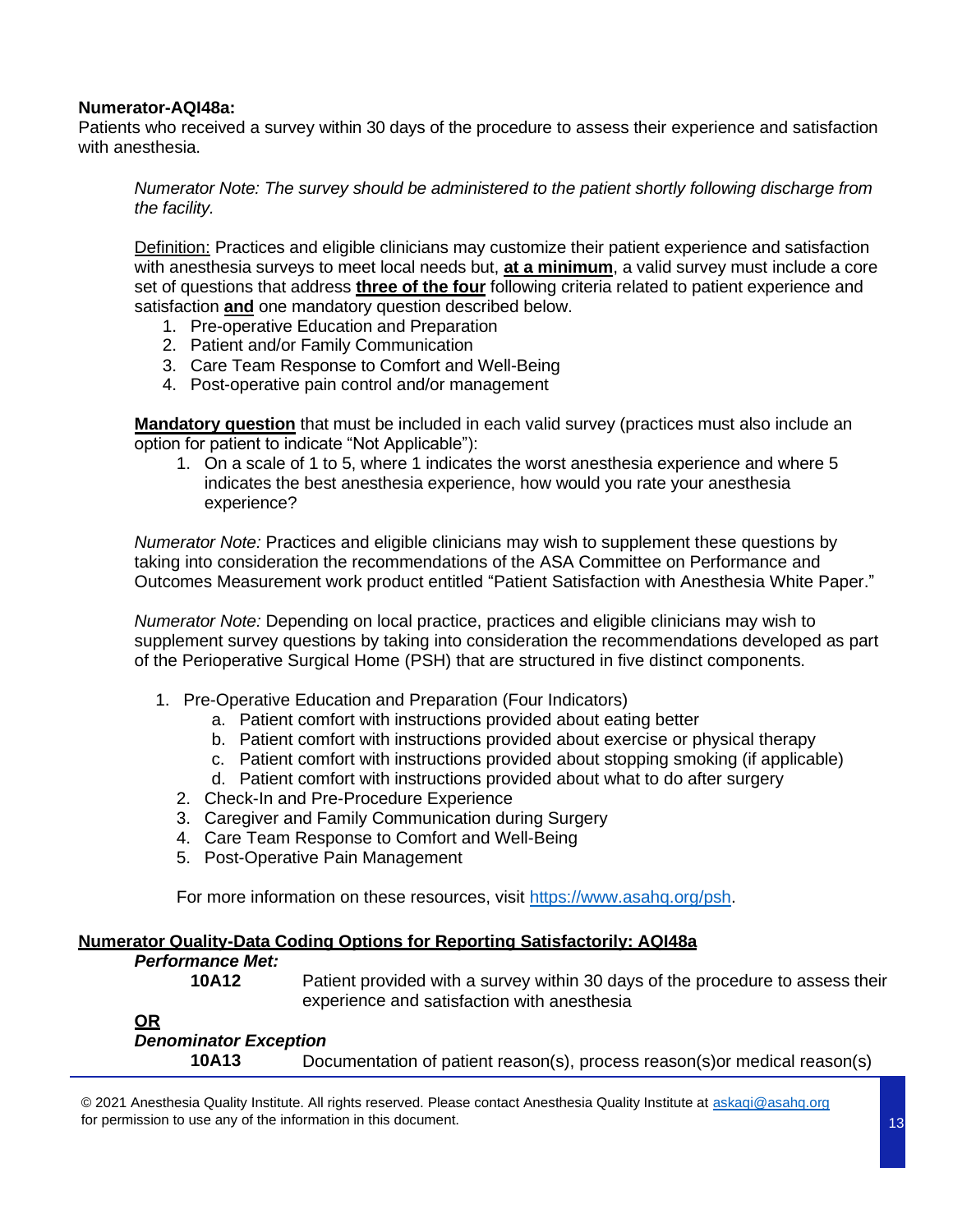**Numerator-AQI48a:**
Patients who received a survey within 30 days of the procedure to assess their experience and satisfaction with anesthesia.

*Numerator Note: The survey should be administered to the patient shortly following discharge from the facility.*

Definition: Practices and eligible clinicians may customize their patient experience and satisfaction with anesthesia surveys to meet local needs but, **at a minimum**, a valid survey must include a core set of questions that address **three of the four** following criteria related to patient experience and satisfaction **and** one mandatory question described below.

1. Pre-operative Education and Preparation
2. Patient and/or Family Communication
3. Care Team Response to Comfort and Well-Being
4. Post-operative pain control and/or management

**Mandatory question** that must be included in each valid survey (practices must also include an option for patient to indicate "Not Applicable"):

1. On a scale of 1 to 5, where 1 indicates the worst anesthesia experience and where 5 indicates the best anesthesia experience, how would you rate your anesthesia experience?

*Numerator Note:* Practices and eligible clinicians may wish to supplement these questions by taking into consideration the recommendations of the ASA Committee on Performance and Outcomes Measurement work product entitled "Patient Satisfaction with Anesthesia White Paper."

*Numerator Note:* Depending on local practice, practices and eligible clinicians may wish to supplement survey questions by taking into consideration the recommendations developed as part of the Perioperative Surgical Home (PSH) that are structured in five distinct components.

1. Pre-Operative Education and Preparation (Four Indicators)
   a. Patient comfort with instructions provided about eating better
   b. Patient comfort with instructions provided about exercise or physical therapy
   c. Patient comfort with instructions provided about stopping smoking (if applicable)
   d. Patient comfort with instructions provided about what to do after surgery
2. Check-In and Pre-Procedure Experience
3. Caregiver and Family Communication during Surgery
4. Care Team Response to Comfort and Well-Being
5. Post-Operative Pain Management

For more information on these resources, visit https://www.asahq.org/psh.

**Numerator Quality-Data Coding Options for Reporting Satisfactorily: AQI48a**

***Performance Met:***

**10A12** Patient provided with a survey within 30 days of the procedure to assess their experience and satisfaction with anesthesia

**OR**

***Denominator Exception***

**10A13** Documentation of patient reason(s), process reason(s)or medical reason(s)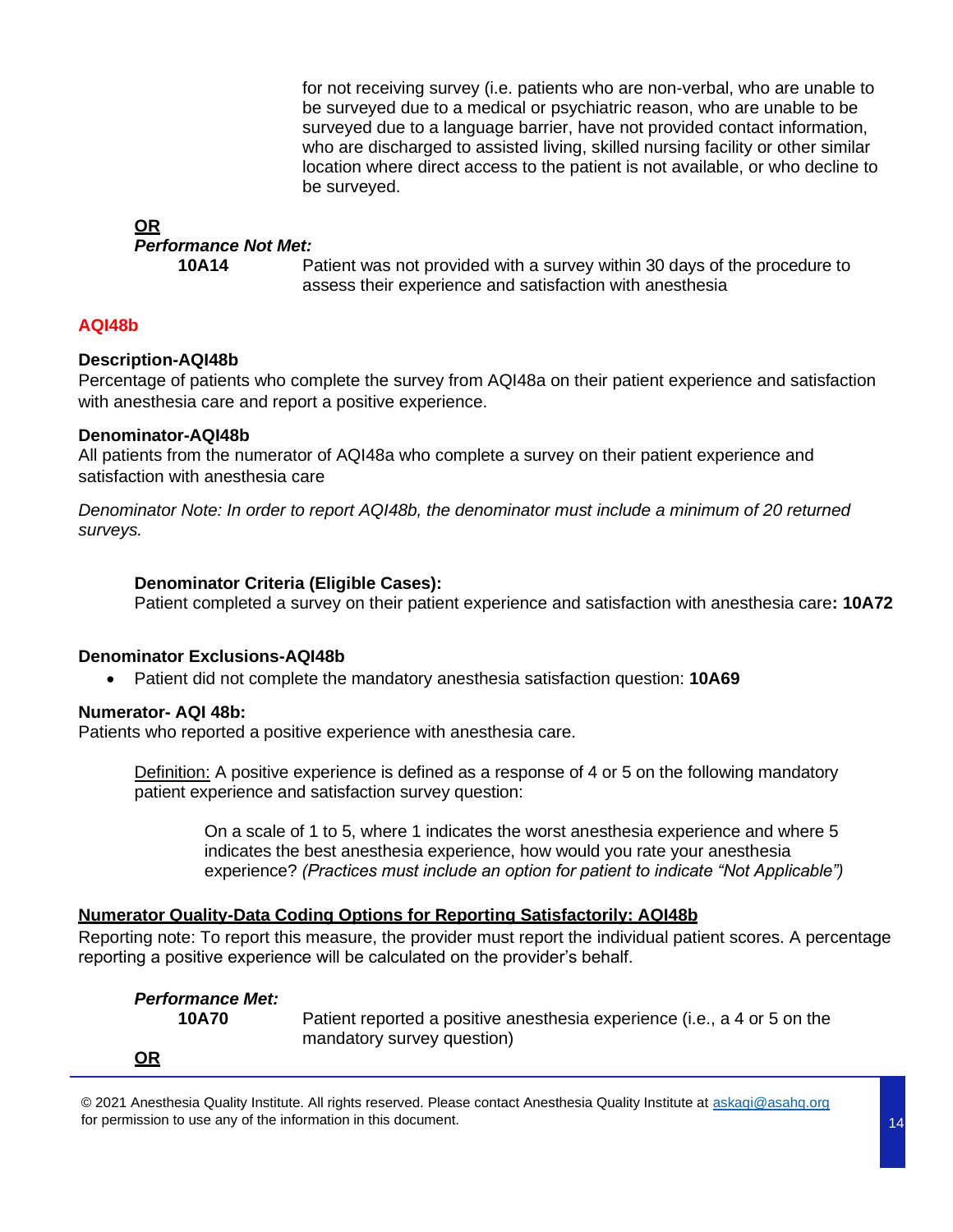for not receiving survey (i.e. patients who are non-verbal, who are unable to be surveyed due to a medical or psychiatric reason, who are unable to be surveyed due to a language barrier, have not provided contact information, who are discharged to assisted living, skilled nursing facility or other similar location where direct access to the patient is not available, or who decline to be surveyed.

**OR**

***Performance Not Met:***

**10A14** Patient was not provided with a survey within 30 days of the procedure to assess their experience and satisfaction with anesthesia

## AQI48b

**Description-AQI48b**

Percentage of patients who complete the survey from AQI48a on their patient experience and satisfaction with anesthesia care and report a positive experience.

**Denominator-AQI48b**

All patients from the numerator of AQI48a who complete a survey on their patient experience and satisfaction with anesthesia care

*Denominator Note: In order to report AQI48b, the denominator must include a minimum of 20 returned surveys.*

**Denominator Criteria (Eligible Cases):**

Patient completed a survey on their patient experience and satisfaction with anesthesia care**: 10A72**

**Denominator Exclusions-AQI48b**

- Patient did not complete the mandatory anesthesia satisfaction question: **10A69**

**Numerator- AQI 48b:**

Patients who reported a positive experience with anesthesia care.

Definition: A positive experience is defined as a response of 4 or 5 on the following mandatory patient experience and satisfaction survey question:

On a scale of 1 to 5, where 1 indicates the worst anesthesia experience and where 5 indicates the best anesthesia experience, how would you rate your anesthesia experience? *(Practices must include an option for patient to indicate "Not Applicable")*

**Numerator Quality-Data Coding Options for Reporting Satisfactorily: AQI48b**

Reporting note: To report this measure, the provider must report the individual patient scores. A percentage reporting a positive experience will be calculated on the provider's behalf.

***Performance Met:***

**10A70** Patient reported a positive anesthesia experience (i.e., a 4 or 5 on the mandatory survey question)

**OR**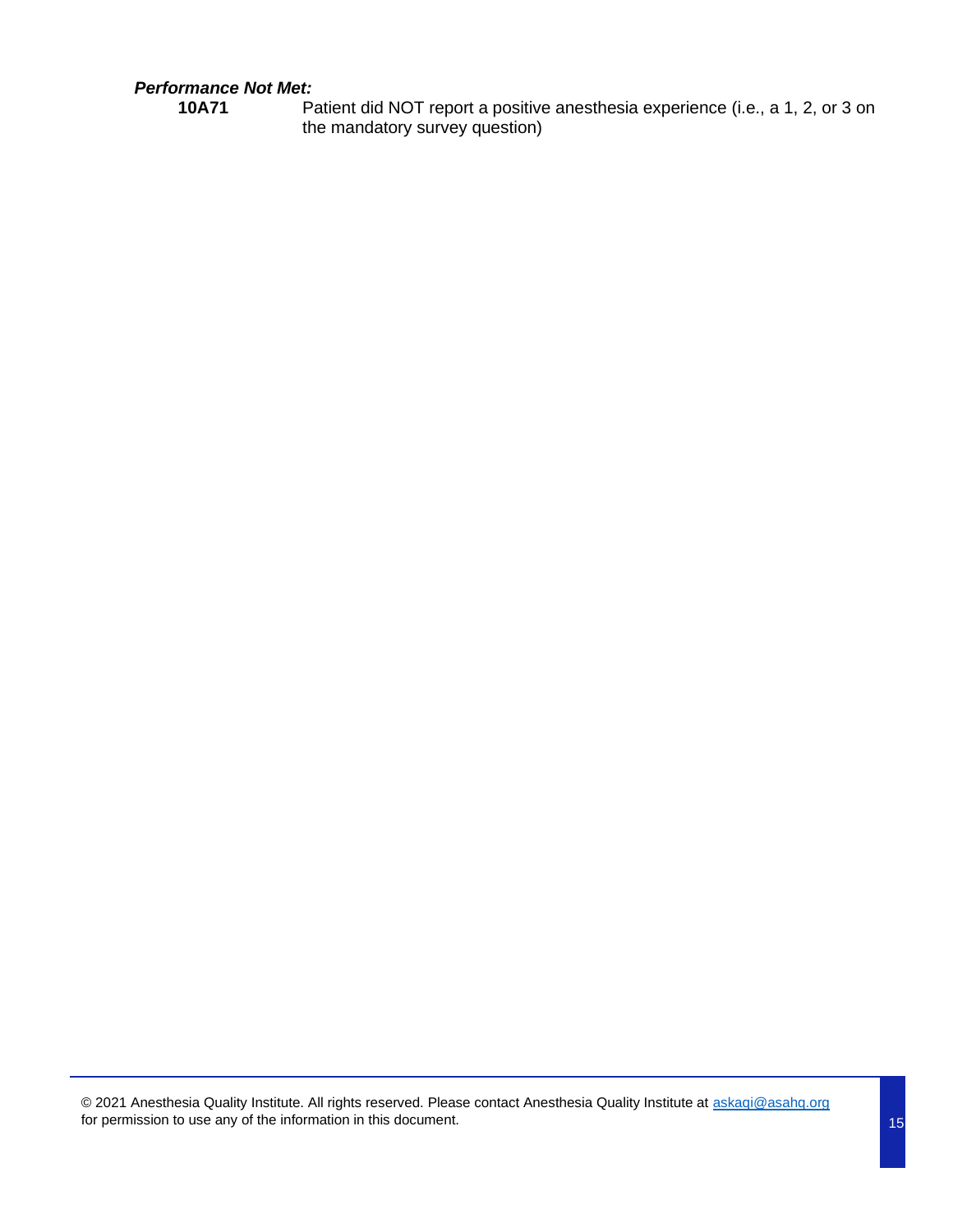***Performance Not Met:***

**10A71** Patient did NOT report a positive anesthesia experience (i.e., a 1, 2, or 3 on the mandatory survey question)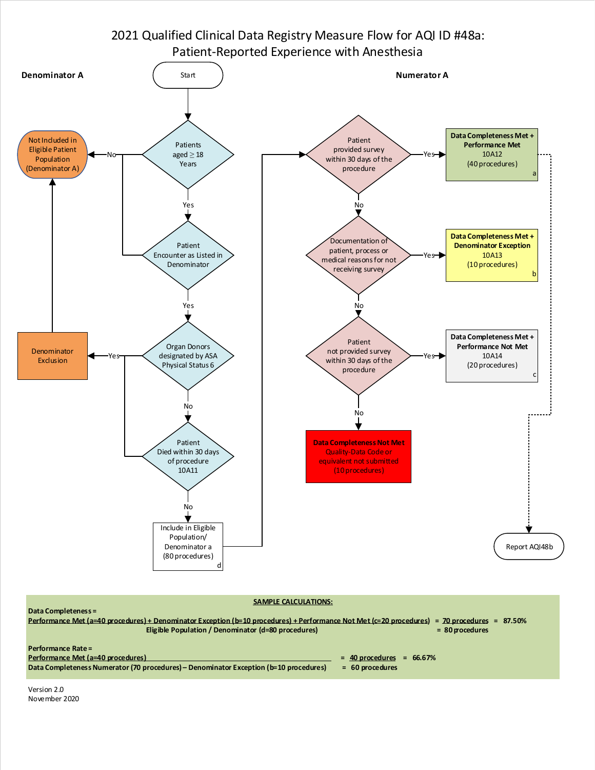# 2021 Qualified Clinical Data Registry Measure Flow for AQI ID #48a: Patient-Reported Experience with Anesthesia

**Denominator A**

Start

Patients aged ≥ 18 Years
- No → Not Included in Eligible Patient Population (Denominator A)
- Yes → Patient Encounter as Listed in Denominator

Patient Encounter as Listed in Denominator
- No → Not Included in Eligible Patient Population (Denominator A)
- Yes → Organ Donors designated by ASA Physical Status 6

Organ Donors designated by ASA Physical Status 6
- Yes → Denominator Exclusion → Not Included in Eligible Patient Population (Denominator A)
- No → Patient Died within 30 days of procedure 10A11

Patient Died within 30 days of procedure 10A11
- Yes → Denominator Exclusion
- No → Include in Eligible Population/ Denominator a (80 procedures) d

**Numerator A**

Patient provided survey within 30 days of the procedure
- Yes → **Data Completeness Met + Performance Met** 10A12 (40 procedures) a → Report AQI48b
- No → Documentation of patient, process or medical reasons for not receiving survey

Documentation of patient, process or medical reasons for not receiving survey
- Yes → **Data Completeness Met + Denominator Exception** 10A13 (10 procedures) b
- No → Patient not provided survey within 30 days of the procedure

Patient not provided survey within 30 days of the procedure
- Yes → **Data Completeness Met + Performance Not Met** 10A14 (20 procedures) c
- No → **Data Completeness Not Met** Quality-Data Code or equivalent not submitted (10 procedures)

**SAMPLE CALCULATIONS:**

**Data Completeness =**

**Performance Met (a=40 procedures) + Denominator Exception (b=10 procedures) + Performance Not Met (c=20 procedures)** = **70 procedures** = **87.50%**
**Eligible Population / Denominator (d=80 procedures)** = **80 procedures**

**Performance Rate =**

**Performance Met (a=40 procedures)** = **40 procedures** = **66.67%**
**Data Completeness Numerator (70 procedures) – Denominator Exception (b=10 procedures)** = **60 procedures**

Version 2.0
November 2020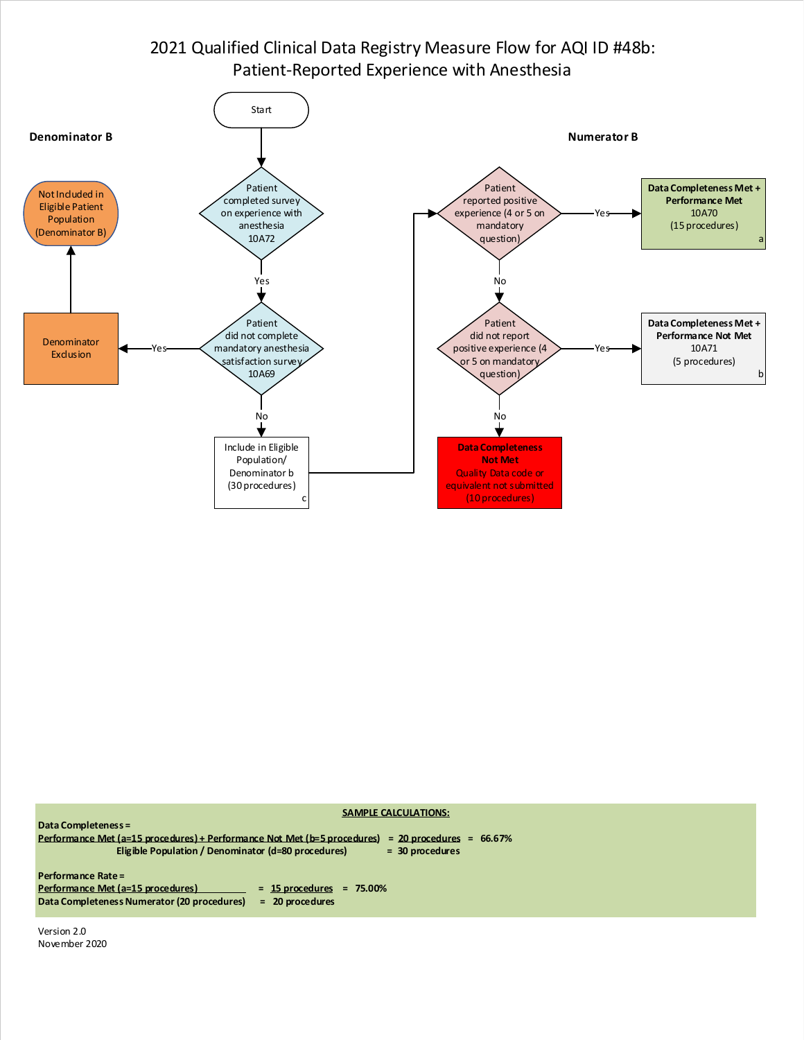# 2021 Qualified Clinical Data Registry Measure Flow for AQI ID #48b: Patient-Reported Experience with Anesthesia

**Denominator B**

**Numerator B**

Start

Patient completed survey on experience with anesthesia 10A72

Yes

Patient did not complete mandatory anesthesia satisfaction survey 10A69

Yes → Denominator Exclusion → Not Included in Eligible Patient Population (Denominator B)

No

Include in Eligible Population/ Denominator b (30 procedures) c

Patient reported positive experience (4 or 5 on mandatory question)

Yes → **Data Completeness Met + Performance Met** 10A70 (15 procedures) a

No

Patient did not report positive experience (4 or 5 on mandatory question)

Yes → **Data Completeness Met + Performance Not Met** 10A71 (5 procedures) b

No

**Data Completeness Not Met** Quality Data code or equivalent not submitted (10 procedures)

**SAMPLE CALCULATIONS:**

**Data Completeness =**
**Performance Met (a=15 procedures) + Performance Not Met (b=5 procedures)** = **20 procedures** = **66.67%**
**Eligible Population / Denominator (d=80 procedures)** = **30 procedures**

**Performance Rate =**
**Performance Met (a=15 procedures)** = **15 procedures** = **75.00%**
**Data Completeness Numerator (20 procedures)** = **20 procedures**

Version 2.0
November 2020